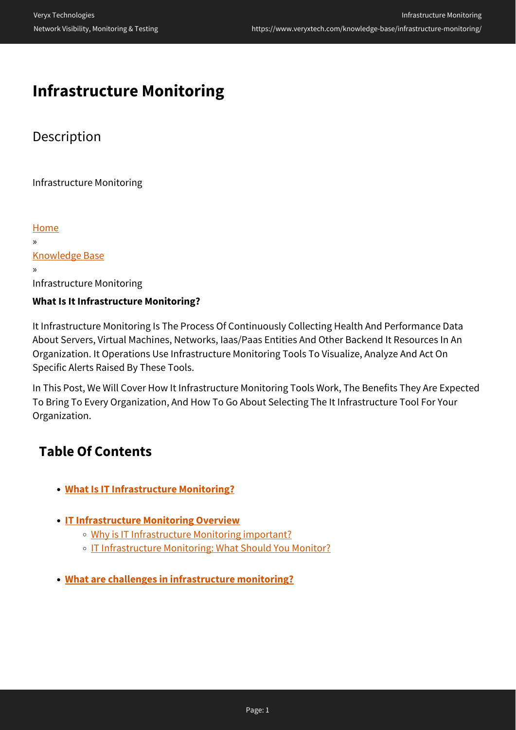# Infrastructure Monitoring

## Description

Infrastructure Monitoring

Home

»

Knowledge Base

»

Infrastructure Monitoring

**What Is It Infrastructure Monitoring?**

It Infrastructure Monitoring Is The Process Of Continuously Collecting Health And Performance Data About Servers, Virtual Machines, Networks, Iaas/Paas Entities And Other Backend It Resources In An Organization. It Operations Use Infrastructure Monitoring Tools To Visualize, Analyze And Act On Specific Alerts Raised By These Tools.

In This Post, We Will Cover How It Infrastructure Monitoring Tools Work, The Benefits They Are Expected To Bring To Every Organization, And How To Go About Selecting The It Infrastructure Tool For Your Organization.

## Table Of Contents

- **What Is IT Infrastructure Monitoring?**
- **IT Infrastructure Monitoring Overview**
  - Why is IT Infrastructure Monitoring important?
  - IT Infrastructure Monitoring: What Should You Monitor?
- **What are challenges in infrastructure monitoring?**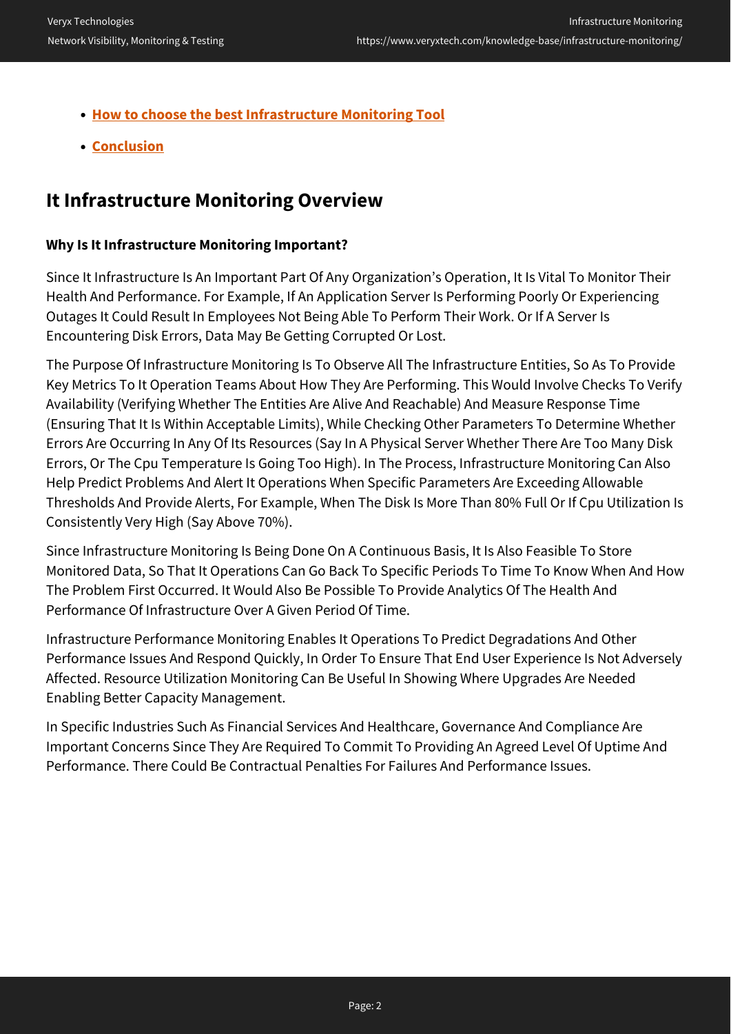- **How to choose the best Infrastructure Monitoring Tool**
- **Conclusion**

## It Infrastructure Monitoring Overview

### Why Is It Infrastructure Monitoring Important?

Since It Infrastructure Is An Important Part Of Any Organization's Operation, It Is Vital To Monitor Their Health And Performance. For Example, If An Application Server Is Performing Poorly Or Experiencing Outages It Could Result In Employees Not Being Able To Perform Their Work. Or If A Server Is Encountering Disk Errors, Data May Be Getting Corrupted Or Lost.

The Purpose Of Infrastructure Monitoring Is To Observe All The Infrastructure Entities, So As To Provide Key Metrics To It Operation Teams About How They Are Performing. This Would Involve Checks To Verify Availability (Verifying Whether The Entities Are Alive And Reachable) And Measure Response Time (Ensuring That It Is Within Acceptable Limits), While Checking Other Parameters To Determine Whether Errors Are Occurring In Any Of Its Resources (Say In A Physical Server Whether There Are Too Many Disk Errors, Or The Cpu Temperature Is Going Too High). In The Process, Infrastructure Monitoring Can Also Help Predict Problems And Alert It Operations When Specific Parameters Are Exceeding Allowable Thresholds And Provide Alerts, For Example, When The Disk Is More Than 80% Full Or If Cpu Utilization Is Consistently Very High (Say Above 70%).

Since Infrastructure Monitoring Is Being Done On A Continuous Basis, It Is Also Feasible To Store Monitored Data, So That It Operations Can Go Back To Specific Periods To Time To Know When And How The Problem First Occurred. It Would Also Be Possible To Provide Analytics Of The Health And Performance Of Infrastructure Over A Given Period Of Time.

Infrastructure Performance Monitoring Enables It Operations To Predict Degradations And Other Performance Issues And Respond Quickly, In Order To Ensure That End User Experience Is Not Adversely Affected. Resource Utilization Monitoring Can Be Useful In Showing Where Upgrades Are Needed Enabling Better Capacity Management.

In Specific Industries Such As Financial Services And Healthcare, Governance And Compliance Are Important Concerns Since They Are Required To Commit To Providing An Agreed Level Of Uptime And Performance. There Could Be Contractual Penalties For Failures And Performance Issues.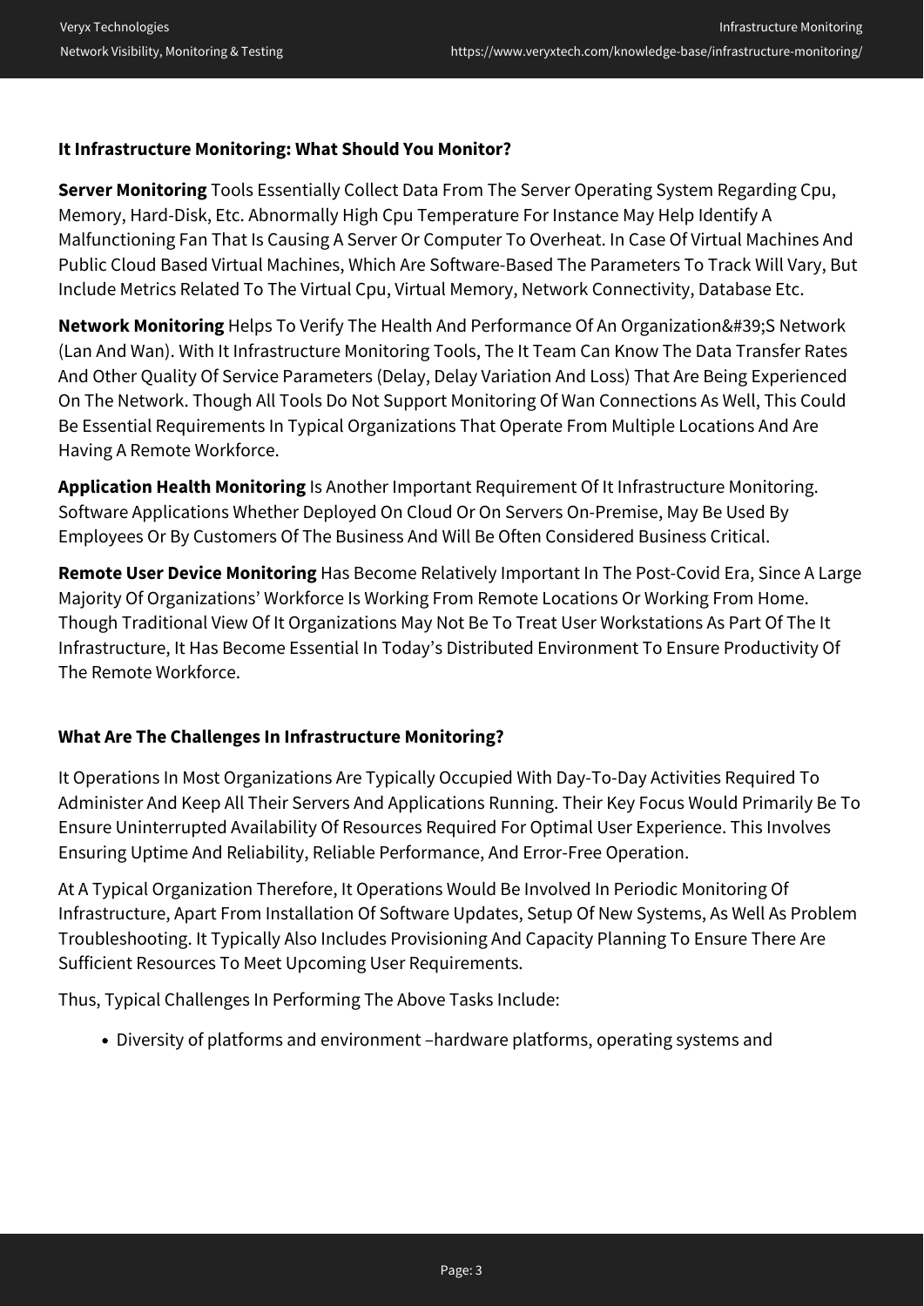### It Infrastructure Monitoring: What Should You Monitor?

**Server Monitoring** Tools Essentially Collect Data From The Server Operating System Regarding Cpu, Memory, Hard-Disk, Etc. Abnormally High Cpu Temperature For Instance May Help Identify A Malfunctioning Fan That Is Causing A Server Or Computer To Overheat. In Case Of Virtual Machines And Public Cloud Based Virtual Machines, Which Are Software-Based The Parameters To Track Will Vary, But Include Metrics Related To The Virtual Cpu, Virtual Memory, Network Connectivity, Database Etc.

**Network Monitoring** Helps To Verify The Health And Performance Of An Organization&#39;S Network (Lan And Wan). With It Infrastructure Monitoring Tools, The It Team Can Know The Data Transfer Rates And Other Quality Of Service Parameters (Delay, Delay Variation And Loss) That Are Being Experienced On The Network. Though All Tools Do Not Support Monitoring Of Wan Connections As Well, This Could Be Essential Requirements In Typical Organizations That Operate From Multiple Locations And Are Having A Remote Workforce.

**Application Health Monitoring** Is Another Important Requirement Of It Infrastructure Monitoring. Software Applications Whether Deployed On Cloud Or On Servers On-Premise, May Be Used By Employees Or By Customers Of The Business And Will Be Often Considered Business Critical.

**Remote User Device Monitoring** Has Become Relatively Important In The Post-Covid Era, Since A Large Majority Of Organizations' Workforce Is Working From Remote Locations Or Working From Home. Though Traditional View Of It Organizations May Not Be To Treat User Workstations As Part Of The It Infrastructure, It Has Become Essential In Today's Distributed Environment To Ensure Productivity Of The Remote Workforce.

### What Are The Challenges In Infrastructure Monitoring?

It Operations In Most Organizations Are Typically Occupied With Day-To-Day Activities Required To Administer And Keep All Their Servers And Applications Running. Their Key Focus Would Primarily Be To Ensure Uninterrupted Availability Of Resources Required For Optimal User Experience. This Involves Ensuring Uptime And Reliability, Reliable Performance, And Error-Free Operation.

At A Typical Organization Therefore, It Operations Would Be Involved In Periodic Monitoring Of Infrastructure, Apart From Installation Of Software Updates, Setup Of New Systems, As Well As Problem Troubleshooting. It Typically Also Includes Provisioning And Capacity Planning To Ensure There Are Sufficient Resources To Meet Upcoming User Requirements.

Thus, Typical Challenges In Performing The Above Tasks Include:

- Diversity of platforms and environment –hardware platforms, operating systems and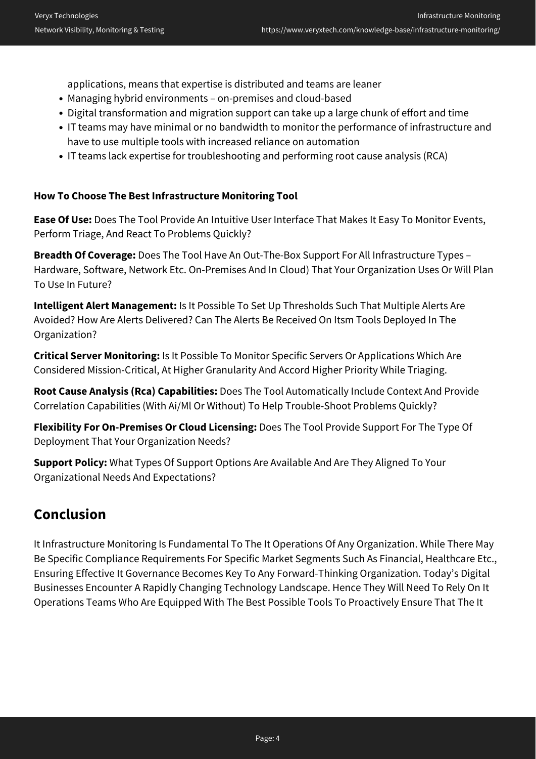applications, means that expertise is distributed and teams are leaner

- Managing hybrid environments – on-premises and cloud-based
- Digital transformation and migration support can take up a large chunk of effort and time
- IT teams may have minimal or no bandwidth to monitor the performance of infrastructure and have to use multiple tools with increased reliance on automation
- IT teams lack expertise for troubleshooting and performing root cause analysis (RCA)

**How To Choose The Best Infrastructure Monitoring Tool**

**Ease Of Use:** Does The Tool Provide An Intuitive User Interface That Makes It Easy To Monitor Events, Perform Triage, And React To Problems Quickly?

**Breadth Of Coverage:** Does The Tool Have An Out-The-Box Support For All Infrastructure Types – Hardware, Software, Network Etc. On-Premises And In Cloud) That Your Organization Uses Or Will Plan To Use In Future?

**Intelligent Alert Management:** Is It Possible To Set Up Thresholds Such That Multiple Alerts Are Avoided? How Are Alerts Delivered? Can The Alerts Be Received On Itsm Tools Deployed In The Organization?

**Critical Server Monitoring:** Is It Possible To Monitor Specific Servers Or Applications Which Are Considered Mission-Critical, At Higher Granularity And Accord Higher Priority While Triaging.

**Root Cause Analysis (Rca) Capabilities:** Does The Tool Automatically Include Context And Provide Correlation Capabilities (With Ai/Ml Or Without) To Help Trouble-Shoot Problems Quickly?

**Flexibility For On-Premises Or Cloud Licensing:** Does The Tool Provide Support For The Type Of Deployment That Your Organization Needs?

**Support Policy:** What Types Of Support Options Are Available And Are They Aligned To Your Organizational Needs And Expectations?

## Conclusion

It Infrastructure Monitoring Is Fundamental To The It Operations Of Any Organization. While There May Be Specific Compliance Requirements For Specific Market Segments Such As Financial, Healthcare Etc., Ensuring Effective It Governance Becomes Key To Any Forward-Thinking Organization. Today's Digital Businesses Encounter A Rapidly Changing Technology Landscape. Hence They Will Need To Rely On It Operations Teams Who Are Equipped With The Best Possible Tools To Proactively Ensure That The It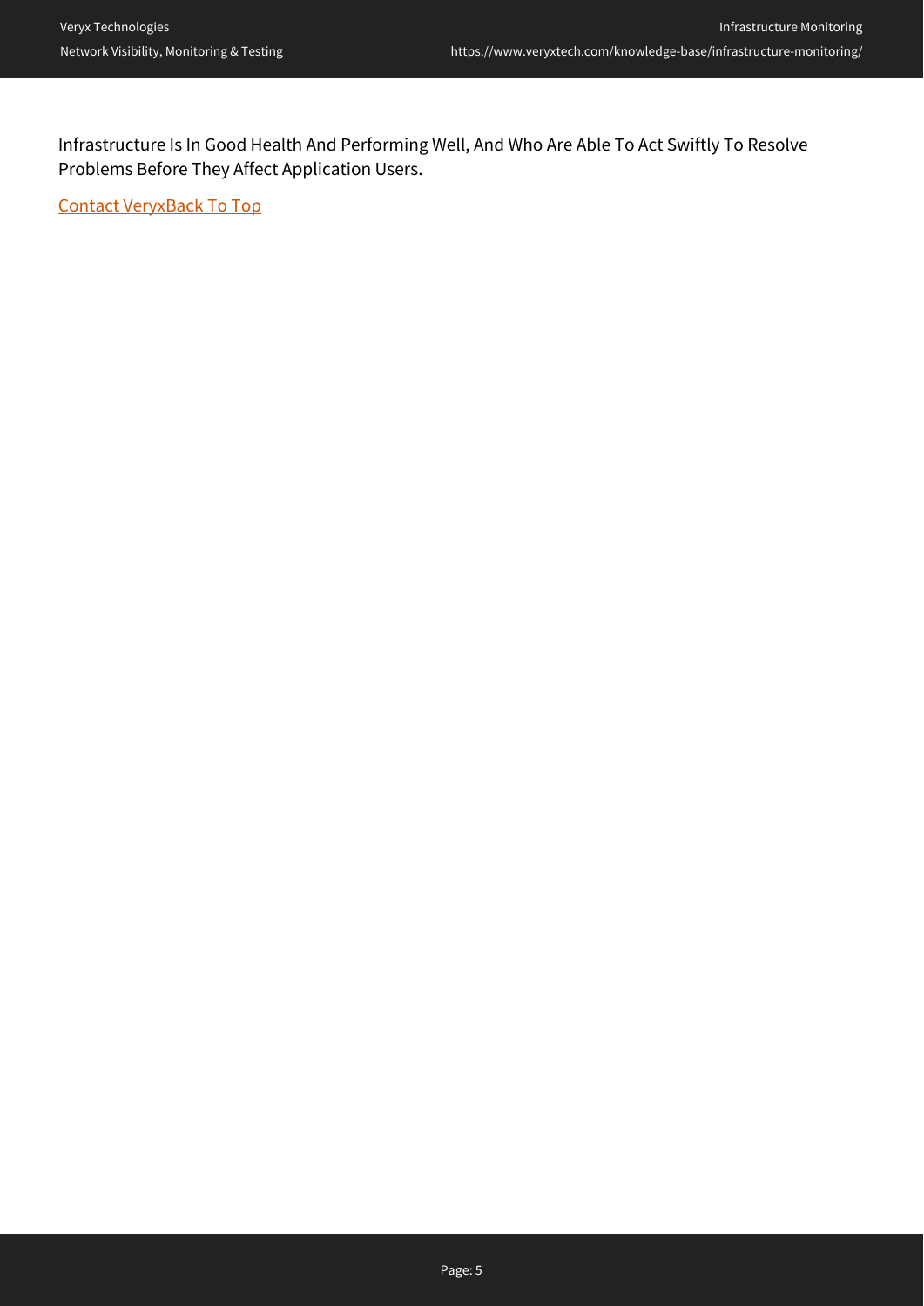Infrastructure Is In Good Health And Performing Well, And Who Are Able To Act Swiftly To Resolve Problems Before They Affect Application Users.

Contact VeryxBack To Top